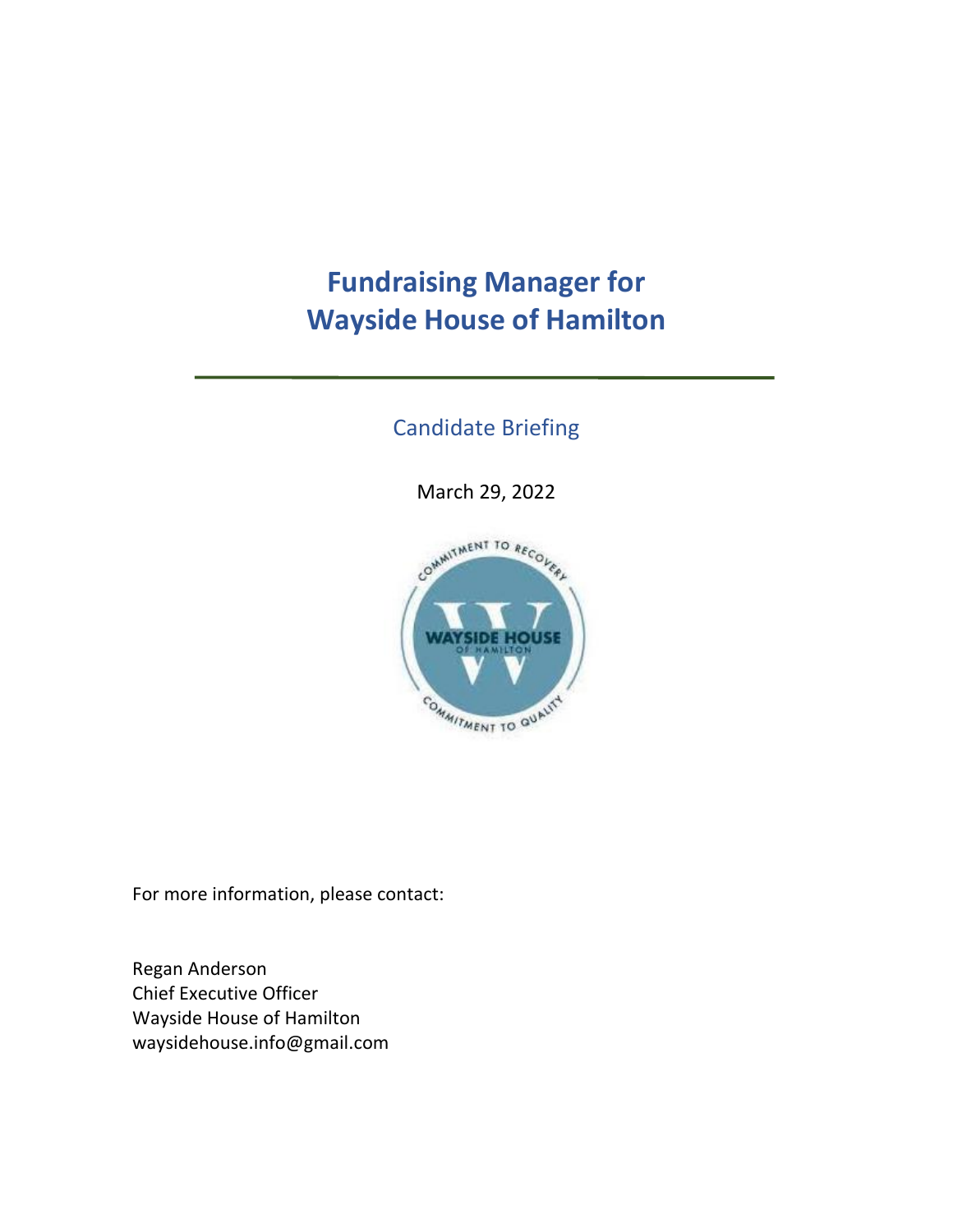# Fundraising Manager for Wayside House of Hamilton

Candidate Briefing

March 29, 2022

For more information, please contact:

Regan Anderson
Chief Executive Officer
Wayside House of Hamilton
waysidehouse.info@gmail.com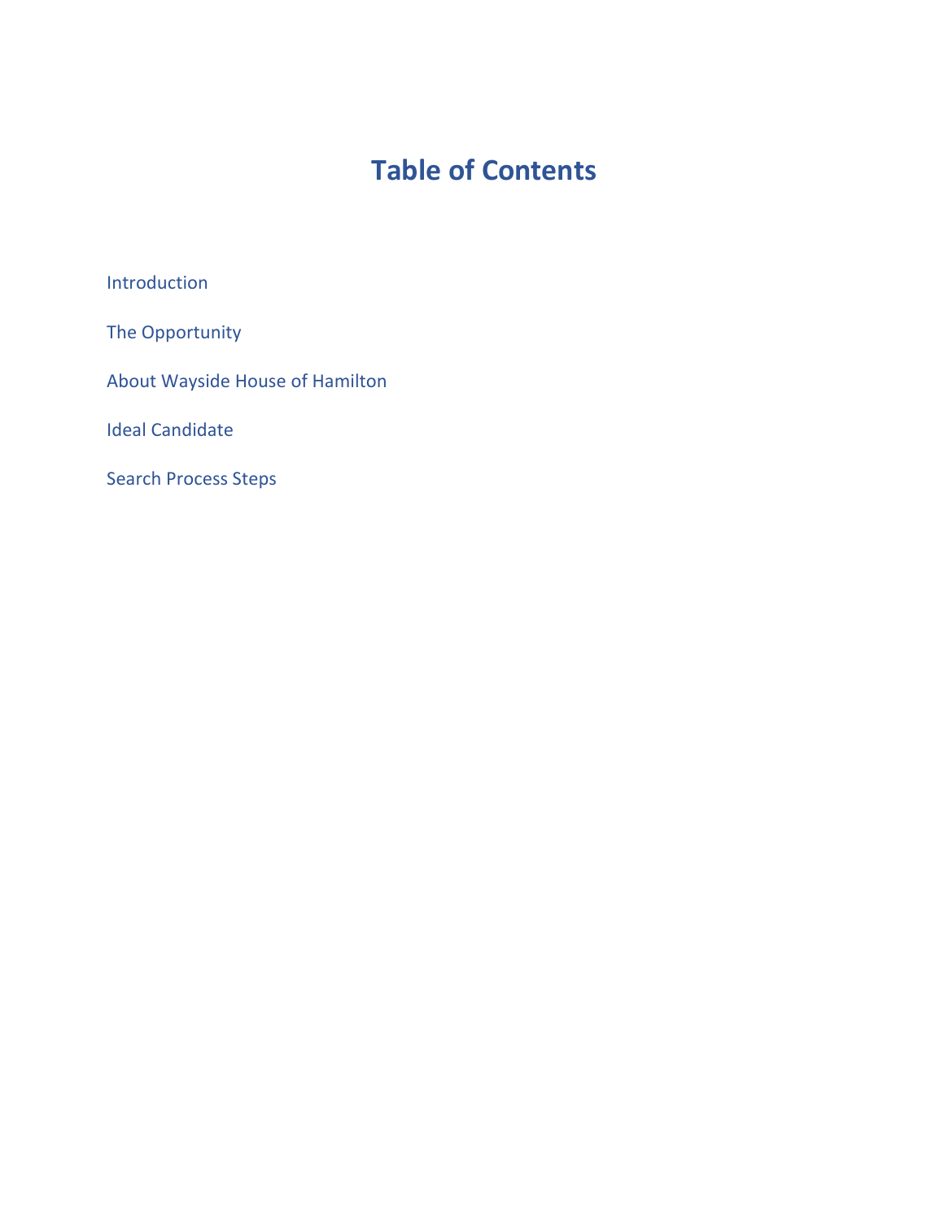# Table of Contents

Introduction

The Opportunity

About Wayside House of Hamilton

Ideal Candidate

Search Process Steps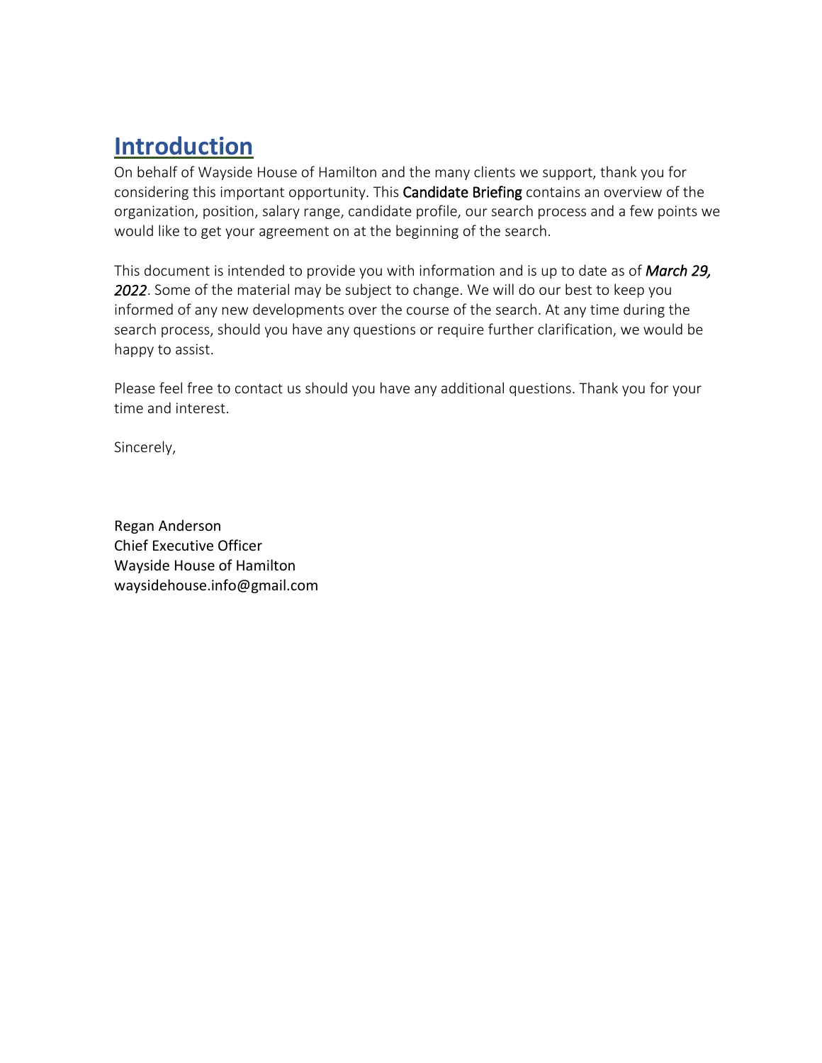# Introduction

On behalf of Wayside House of Hamilton and the many clients we support, thank you for considering this important opportunity. This **Candidate Briefing** contains an overview of the organization, position, salary range, candidate profile, our search process and a few points we would like to get your agreement on at the beginning of the search.

This document is intended to provide you with information and is up to date as of ***March 29, 2022***. Some of the material may be subject to change. We will do our best to keep you informed of any new developments over the course of the search. At any time during the search process, should you have any questions or require further clarification, we would be happy to assist.

Please feel free to contact us should you have any additional questions. Thank you for your time and interest.

Sincerely,

Regan Anderson
Chief Executive Officer
Wayside House of Hamilton
waysidehouse.info@gmail.com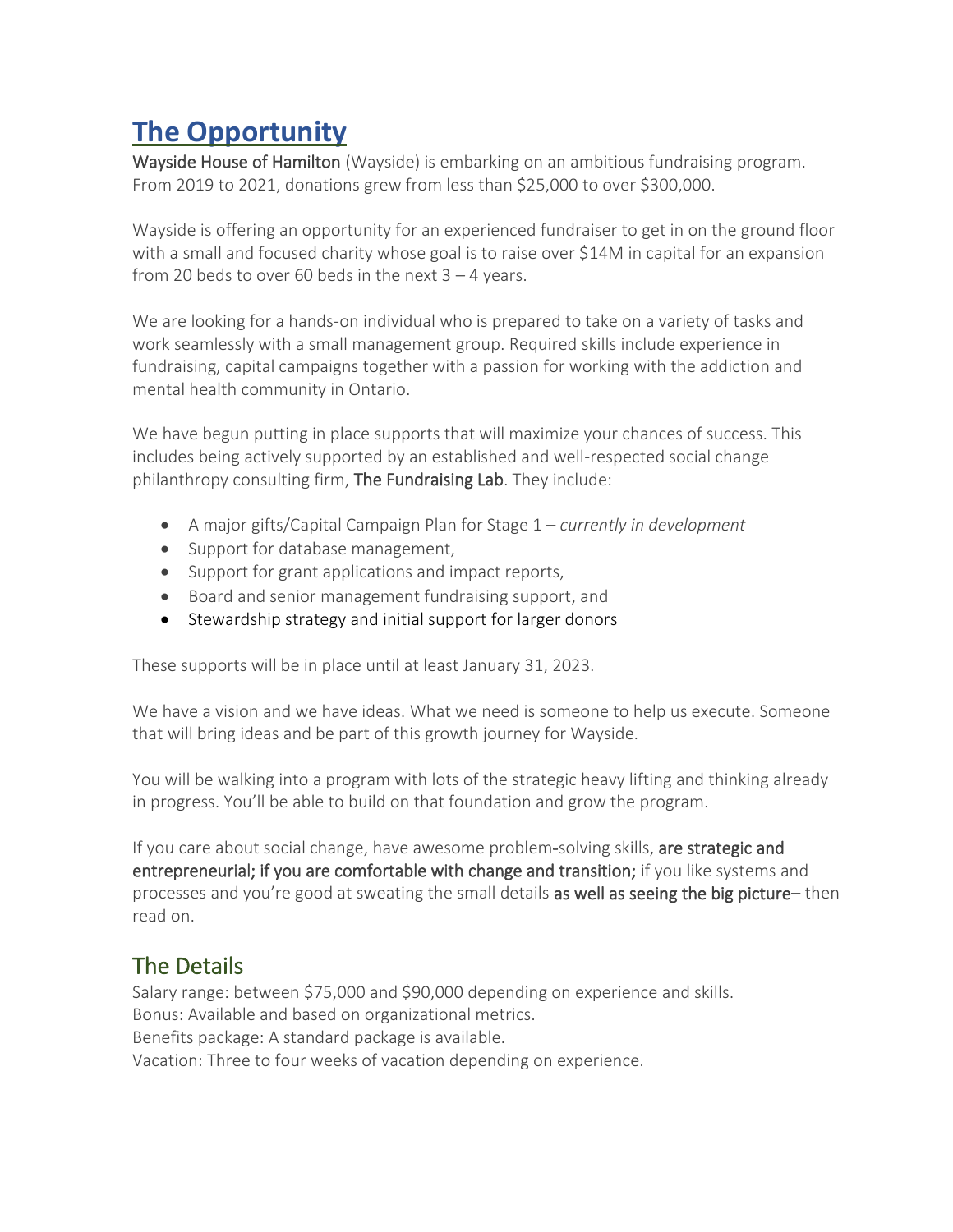# The Opportunity

Wayside House of Hamilton (Wayside) is embarking on an ambitious fundraising program. From 2019 to 2021, donations grew from less than $25,000 to over $300,000.

Wayside is offering an opportunity for an experienced fundraiser to get in on the ground floor with a small and focused charity whose goal is to raise over $14M in capital for an expansion from 20 beds to over 60 beds in the next 3 – 4 years.

We are looking for a hands-on individual who is prepared to take on a variety of tasks and work seamlessly with a small management group. Required skills include experience in fundraising, capital campaigns together with a passion for working with the addiction and mental health community in Ontario.

We have begun putting in place supports that will maximize your chances of success. This includes being actively supported by an established and well-respected social change philanthropy consulting firm, The Fundraising Lab. They include:

- A major gifts/Capital Campaign Plan for Stage 1 – *currently in development*
- Support for database management,
- Support for grant applications and impact reports,
- Board and senior management fundraising support, and
- Stewardship strategy and initial support for larger donors

These supports will be in place until at least January 31, 2023.

We have a vision and we have ideas. What we need is someone to help us execute. Someone that will bring ideas and be part of this growth journey for Wayside.

You will be walking into a program with lots of the strategic heavy lifting and thinking already in progress. You'll be able to build on that foundation and grow the program.

If you care about social change, have awesome problem-solving skills, are strategic and entrepreneurial; if you are comfortable with change and transition; if you like systems and processes and you're good at sweating the small details as well as seeing the big picture– then read on.

## The Details

Salary range: between $75,000 and $90,000 depending on experience and skills.
Bonus: Available and based on organizational metrics.
Benefits package: A standard package is available.
Vacation: Three to four weeks of vacation depending on experience.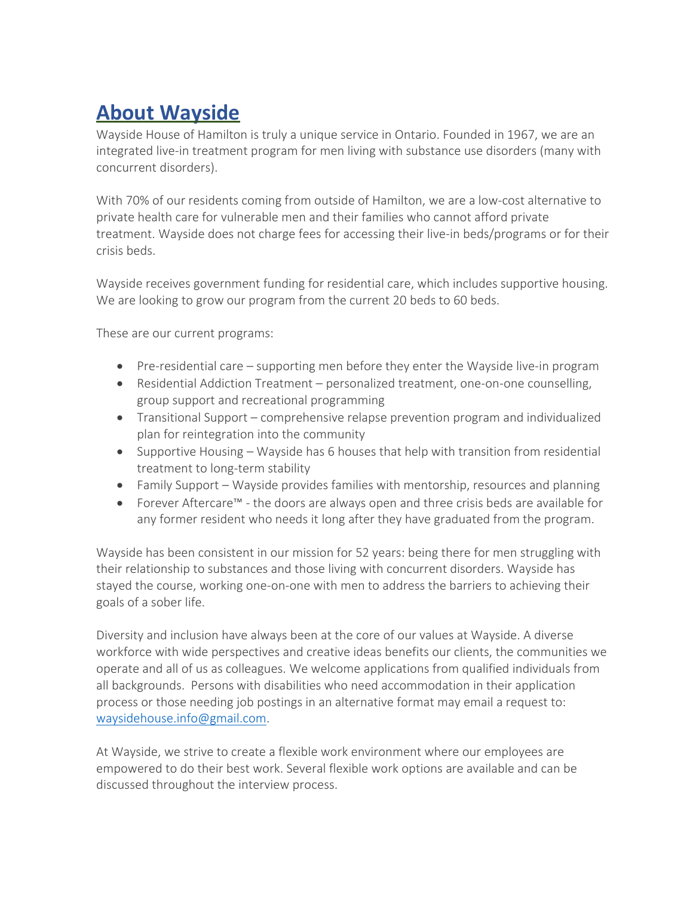# About Wayside

Wayside House of Hamilton is truly a unique service in Ontario. Founded in 1967, we are an integrated live-in treatment program for men living with substance use disorders (many with concurrent disorders).

With 70% of our residents coming from outside of Hamilton, we are a low-cost alternative to private health care for vulnerable men and their families who cannot afford private treatment. Wayside does not charge fees for accessing their live-in beds/programs or for their crisis beds.

Wayside receives government funding for residential care, which includes supportive housing. We are looking to grow our program from the current 20 beds to 60 beds.

These are our current programs:

- Pre-residential care – supporting men before they enter the Wayside live-in program
- Residential Addiction Treatment – personalized treatment, one-on-one counselling, group support and recreational programming
- Transitional Support – comprehensive relapse prevention program and individualized plan for reintegration into the community
- Supportive Housing – Wayside has 6 houses that help with transition from residential treatment to long-term stability
- Family Support – Wayside provides families with mentorship, resources and planning
- Forever Aftercare™ - the doors are always open and three crisis beds are available for any former resident who needs it long after they have graduated from the program.

Wayside has been consistent in our mission for 52 years: being there for men struggling with their relationship to substances and those living with concurrent disorders. Wayside has stayed the course, working one-on-one with men to address the barriers to achieving their goals of a sober life.

Diversity and inclusion have always been at the core of our values at Wayside. A diverse workforce with wide perspectives and creative ideas benefits our clients, the communities we operate and all of us as colleagues. We welcome applications from qualified individuals from all backgrounds. Persons with disabilities who need accommodation in their application process or those needing job postings in an alternative format may email a request to: waysidehouse.info@gmail.com.

At Wayside, we strive to create a flexible work environment where our employees are empowered to do their best work. Several flexible work options are available and can be discussed throughout the interview process.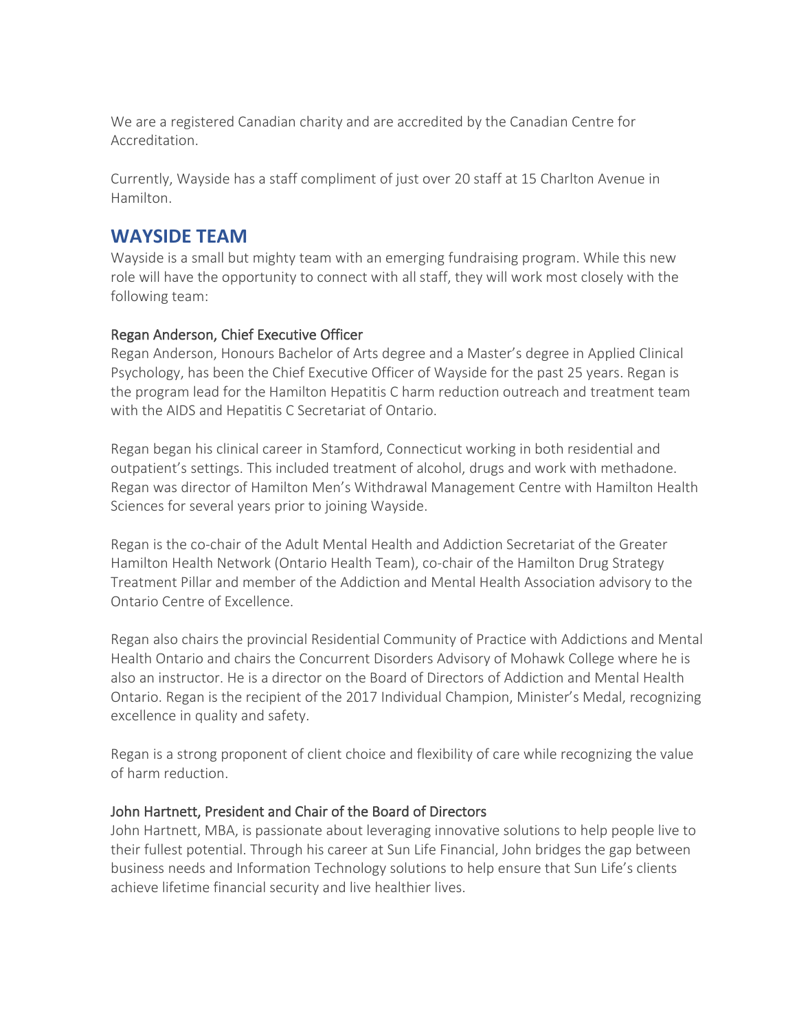We are a registered Canadian charity and are accredited by the Canadian Centre for Accreditation.

Currently, Wayside has a staff compliment of just over 20 staff at 15 Charlton Avenue in Hamilton.

## WAYSIDE TEAM

Wayside is a small but mighty team with an emerging fundraising program. While this new role will have the opportunity to connect with all staff, they will work most closely with the following team:

### Regan Anderson, Chief Executive Officer

Regan Anderson, Honours Bachelor of Arts degree and a Master's degree in Applied Clinical Psychology, has been the Chief Executive Officer of Wayside for the past 25 years. Regan is the program lead for the Hamilton Hepatitis C harm reduction outreach and treatment team with the AIDS and Hepatitis C Secretariat of Ontario.

Regan began his clinical career in Stamford, Connecticut working in both residential and outpatient's settings. This included treatment of alcohol, drugs and work with methadone. Regan was director of Hamilton Men's Withdrawal Management Centre with Hamilton Health Sciences for several years prior to joining Wayside.

Regan is the co-chair of the Adult Mental Health and Addiction Secretariat of the Greater Hamilton Health Network (Ontario Health Team), co-chair of the Hamilton Drug Strategy Treatment Pillar and member of the Addiction and Mental Health Association advisory to the Ontario Centre of Excellence.

Regan also chairs the provincial Residential Community of Practice with Addictions and Mental Health Ontario and chairs the Concurrent Disorders Advisory of Mohawk College where he is also an instructor. He is a director on the Board of Directors of Addiction and Mental Health Ontario. Regan is the recipient of the 2017 Individual Champion, Minister's Medal, recognizing excellence in quality and safety.

Regan is a strong proponent of client choice and flexibility of care while recognizing the value of harm reduction.

### John Hartnett, President and Chair of the Board of Directors

John Hartnett, MBA, is passionate about leveraging innovative solutions to help people live to their fullest potential. Through his career at Sun Life Financial, John bridges the gap between business needs and Information Technology solutions to help ensure that Sun Life's clients achieve lifetime financial security and live healthier lives.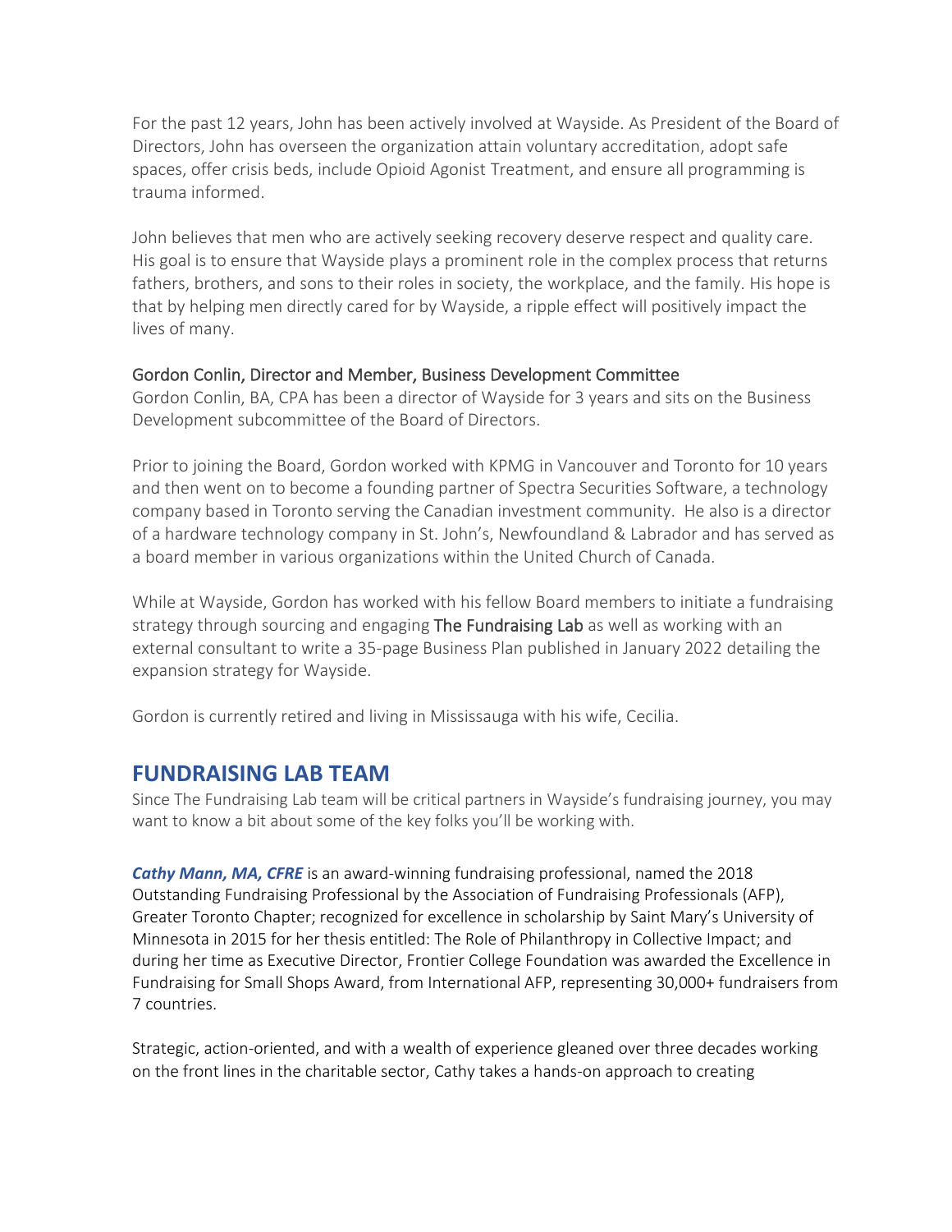For the past 12 years, John has been actively involved at Wayside. As President of the Board of Directors, John has overseen the organization attain voluntary accreditation, adopt safe spaces, offer crisis beds, include Opioid Agonist Treatment, and ensure all programming is trauma informed.

John believes that men who are actively seeking recovery deserve respect and quality care. His goal is to ensure that Wayside plays a prominent role in the complex process that returns fathers, brothers, and sons to their roles in society, the workplace, and the family. His hope is that by helping men directly cared for by Wayside, a ripple effect will positively impact the lives of many.

### Gordon Conlin, Director and Member, Business Development Committee

Gordon Conlin, BA, CPA has been a director of Wayside for 3 years and sits on the Business Development subcommittee of the Board of Directors.

Prior to joining the Board, Gordon worked with KPMG in Vancouver and Toronto for 10 years and then went on to become a founding partner of Spectra Securities Software, a technology company based in Toronto serving the Canadian investment community. He also is a director of a hardware technology company in St. John's, Newfoundland & Labrador and has served as a board member in various organizations within the United Church of Canada.

While at Wayside, Gordon has worked with his fellow Board members to initiate a fundraising strategy through sourcing and engaging The Fundraising Lab as well as working with an external consultant to write a 35-page Business Plan published in January 2022 detailing the expansion strategy for Wayside.

Gordon is currently retired and living in Mississauga with his wife, Cecilia.

## FUNDRAISING LAB TEAM

Since The Fundraising Lab team will be critical partners in Wayside's fundraising journey, you may want to know a bit about some of the key folks you'll be working with.

***Cathy Mann, MA, CFRE*** is an award-winning fundraising professional, named the 2018 Outstanding Fundraising Professional by the Association of Fundraising Professionals (AFP), Greater Toronto Chapter; recognized for excellence in scholarship by Saint Mary's University of Minnesota in 2015 for her thesis entitled: The Role of Philanthropy in Collective Impact; and during her time as Executive Director, Frontier College Foundation was awarded the Excellence in Fundraising for Small Shops Award, from International AFP, representing 30,000+ fundraisers from 7 countries.

Strategic, action-oriented, and with a wealth of experience gleaned over three decades working on the front lines in the charitable sector, Cathy takes a hands-on approach to creating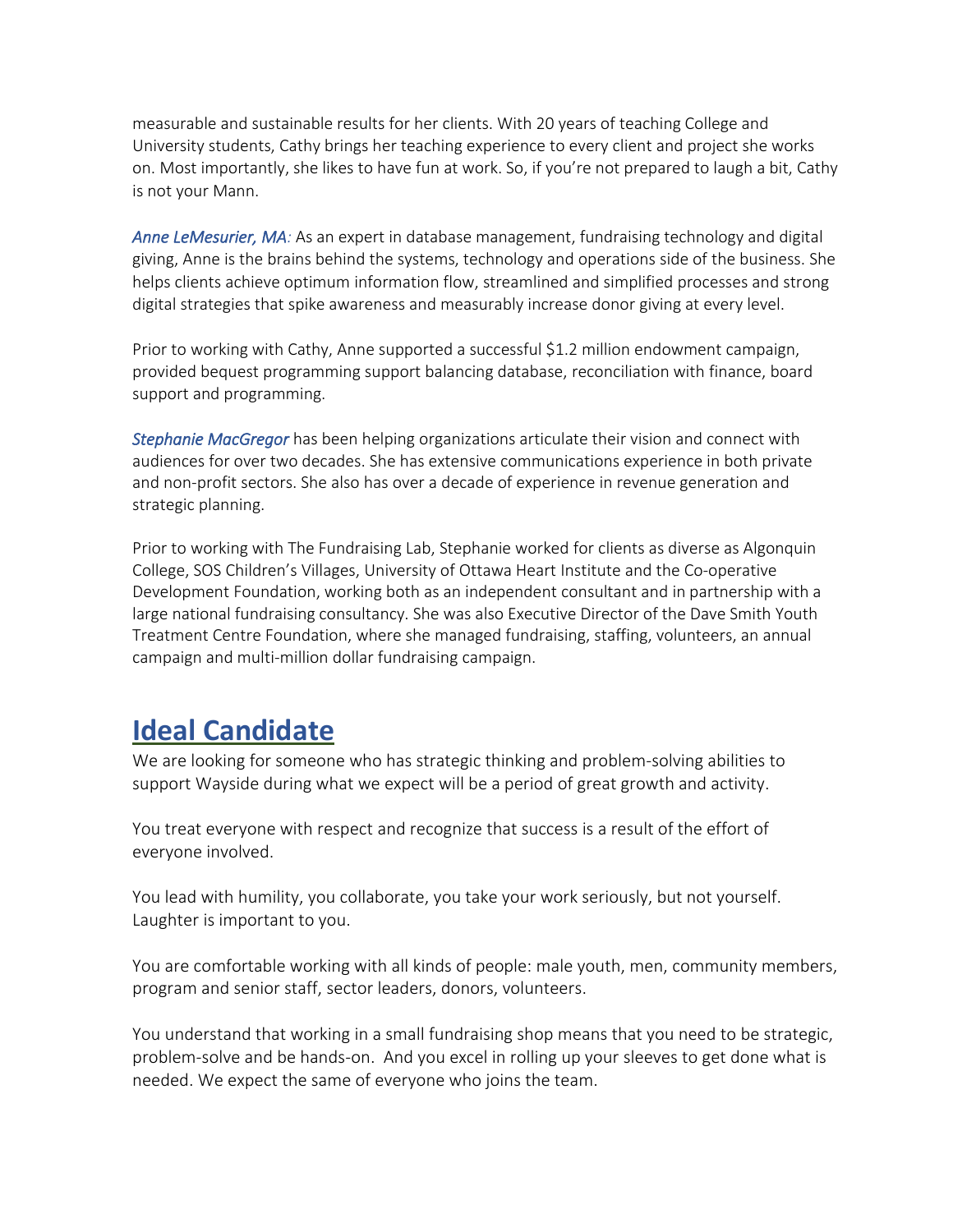measurable and sustainable results for her clients. With 20 years of teaching College and University students, Cathy brings her teaching experience to every client and project she works on. Most importantly, she likes to have fun at work. So, if you're not prepared to laugh a bit, Cathy is not your Mann.

*Anne LeMesurier, MA:* As an expert in database management, fundraising technology and digital giving, Anne is the brains behind the systems, technology and operations side of the business. She helps clients achieve optimum information flow, streamlined and simplified processes and strong digital strategies that spike awareness and measurably increase donor giving at every level.

Prior to working with Cathy, Anne supported a successful $1.2 million endowment campaign, provided bequest programming support balancing database, reconciliation with finance, board support and programming.

*Stephanie MacGregor* has been helping organizations articulate their vision and connect with audiences for over two decades. She has extensive communications experience in both private and non-profit sectors. She also has over a decade of experience in revenue generation and strategic planning.

Prior to working with The Fundraising Lab, Stephanie worked for clients as diverse as Algonquin College, SOS Children's Villages, University of Ottawa Heart Institute and the Co-operative Development Foundation, working both as an independent consultant and in partnership with a large national fundraising consultancy. She was also Executive Director of the Dave Smith Youth Treatment Centre Foundation, where she managed fundraising, staffing, volunteers, an annual campaign and multi-million dollar fundraising campaign.

## Ideal Candidate

We are looking for someone who has strategic thinking and problem-solving abilities to support Wayside during what we expect will be a period of great growth and activity.

You treat everyone with respect and recognize that success is a result of the effort of everyone involved.

You lead with humility, you collaborate, you take your work seriously, but not yourself. Laughter is important to you.

You are comfortable working with all kinds of people: male youth, men, community members, program and senior staff, sector leaders, donors, volunteers.

You understand that working in a small fundraising shop means that you need to be strategic, problem-solve and be hands-on. And you excel in rolling up your sleeves to get done what is needed. We expect the same of everyone who joins the team.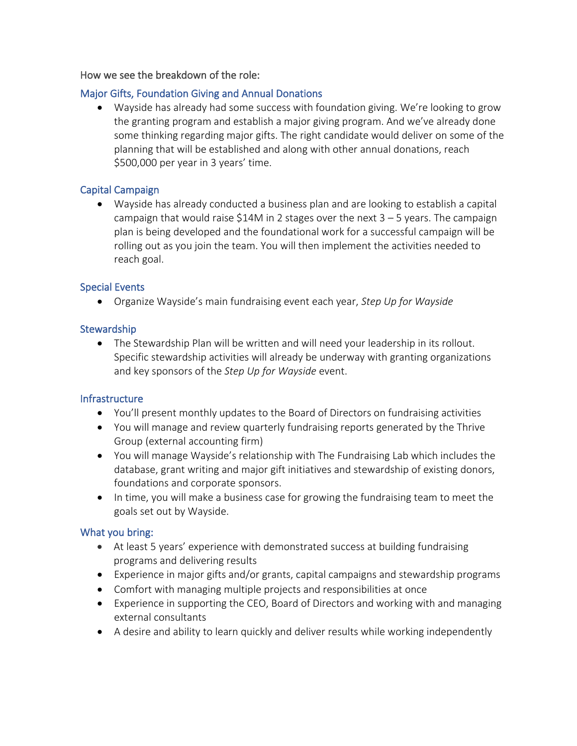How we see the breakdown of the role:

### Major Gifts, Foundation Giving and Annual Donations

- Wayside has already had some success with foundation giving. We're looking to grow the granting program and establish a major giving program. And we've already done some thinking regarding major gifts. The right candidate would deliver on some of the planning that will be established and along with other annual donations, reach $500,000 per year in 3 years' time.

### Capital Campaign

- Wayside has already conducted a business plan and are looking to establish a capital campaign that would raise $14M in 2 stages over the next 3 – 5 years. The campaign plan is being developed and the foundational work for a successful campaign will be rolling out as you join the team. You will then implement the activities needed to reach goal.

### Special Events

- Organize Wayside's main fundraising event each year, *Step Up for Wayside*

### Stewardship

- The Stewardship Plan will be written and will need your leadership in its rollout. Specific stewardship activities will already be underway with granting organizations and key sponsors of the *Step Up for Wayside* event.

### Infrastructure

- You'll present monthly updates to the Board of Directors on fundraising activities
- You will manage and review quarterly fundraising reports generated by the Thrive Group (external accounting firm)
- You will manage Wayside's relationship with The Fundraising Lab which includes the database, grant writing and major gift initiatives and stewardship of existing donors, foundations and corporate sponsors.
- In time, you will make a business case for growing the fundraising team to meet the goals set out by Wayside.

### What you bring:

- At least 5 years' experience with demonstrated success at building fundraising programs and delivering results
- Experience in major gifts and/or grants, capital campaigns and stewardship programs
- Comfort with managing multiple projects and responsibilities at once
- Experience in supporting the CEO, Board of Directors and working with and managing external consultants
- A desire and ability to learn quickly and deliver results while working independently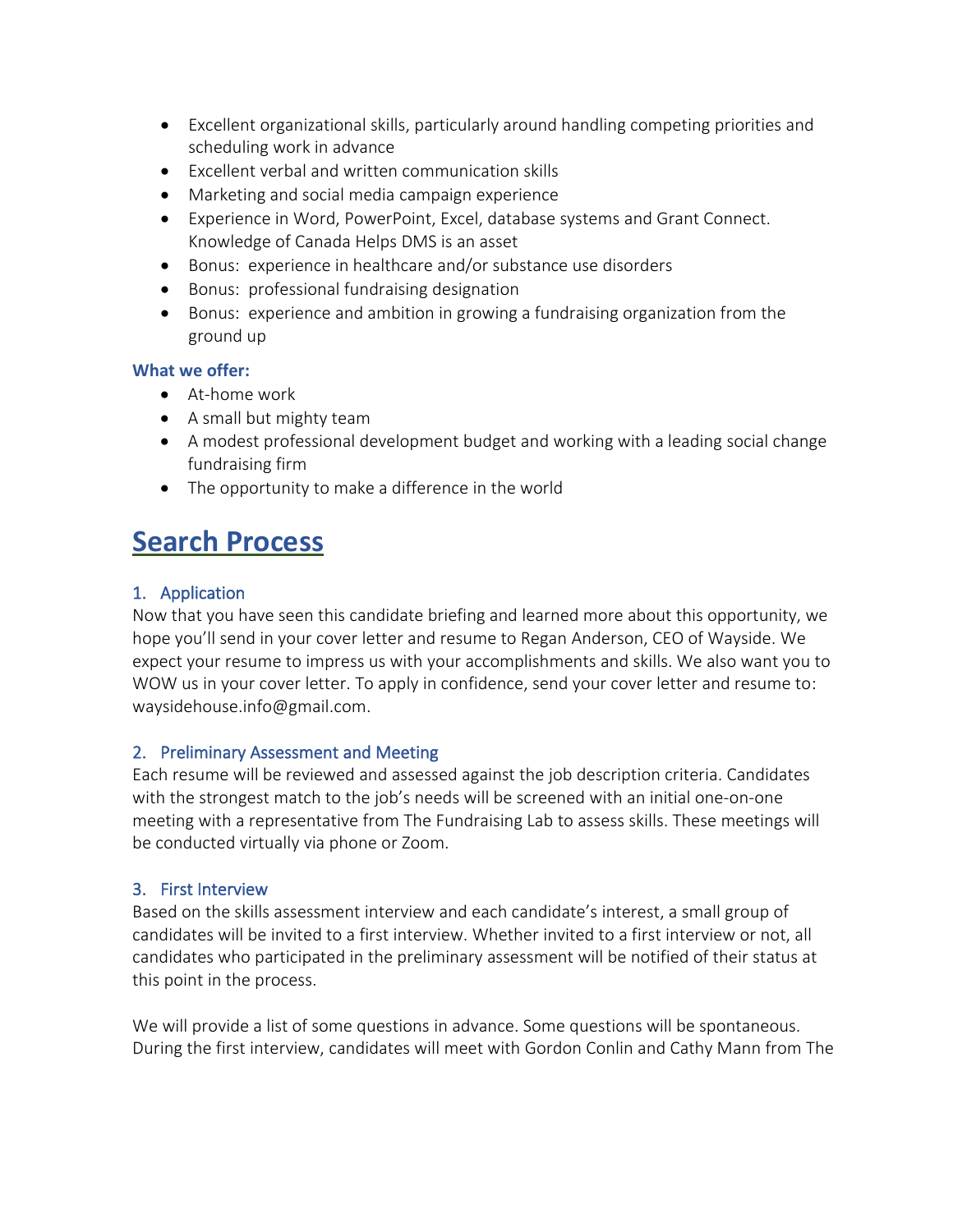- Excellent organizational skills, particularly around handling competing priorities and scheduling work in advance
- Excellent verbal and written communication skills
- Marketing and social media campaign experience
- Experience in Word, PowerPoint, Excel, database systems and Grant Connect. Knowledge of Canada Helps DMS is an asset
- Bonus: experience in healthcare and/or substance use disorders
- Bonus: professional fundraising designation
- Bonus: experience and ambition in growing a fundraising organization from the ground up

**What we offer:**

- At-home work
- A small but mighty team
- A modest professional development budget and working with a leading social change fundraising firm
- The opportunity to make a difference in the world

# Search Process

### 1. Application

Now that you have seen this candidate briefing and learned more about this opportunity, we hope you'll send in your cover letter and resume to Regan Anderson, CEO of Wayside. We expect your resume to impress us with your accomplishments and skills. We also want you to WOW us in your cover letter. To apply in confidence, send your cover letter and resume to: waysidehouse.info@gmail.com.

### 2. Preliminary Assessment and Meeting

Each resume will be reviewed and assessed against the job description criteria. Candidates with the strongest match to the job's needs will be screened with an initial one-on-one meeting with a representative from The Fundraising Lab to assess skills. These meetings will be conducted virtually via phone or Zoom.

### 3. First Interview

Based on the skills assessment interview and each candidate's interest, a small group of candidates will be invited to a first interview. Whether invited to a first interview or not, all candidates who participated in the preliminary assessment will be notified of their status at this point in the process.

We will provide a list of some questions in advance. Some questions will be spontaneous. During the first interview, candidates will meet with Gordon Conlin and Cathy Mann from The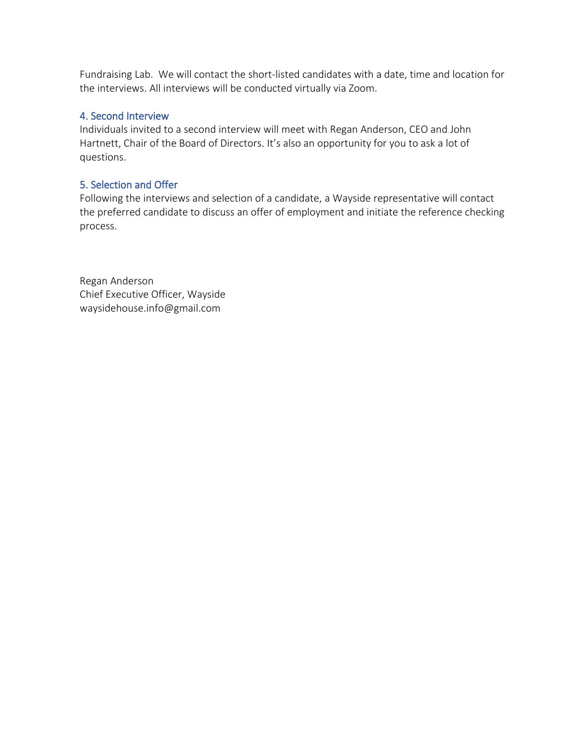Fundraising Lab. We will contact the short-listed candidates with a date, time and location for the interviews. All interviews will be conducted virtually via Zoom.

### 4. Second Interview

Individuals invited to a second interview will meet with Regan Anderson, CEO and John Hartnett, Chair of the Board of Directors. It's also an opportunity for you to ask a lot of questions.

### 5. Selection and Offer

Following the interviews and selection of a candidate, a Wayside representative will contact the preferred candidate to discuss an offer of employment and initiate the reference checking process.

Regan Anderson
Chief Executive Officer, Wayside
waysidehouse.info@gmail.com